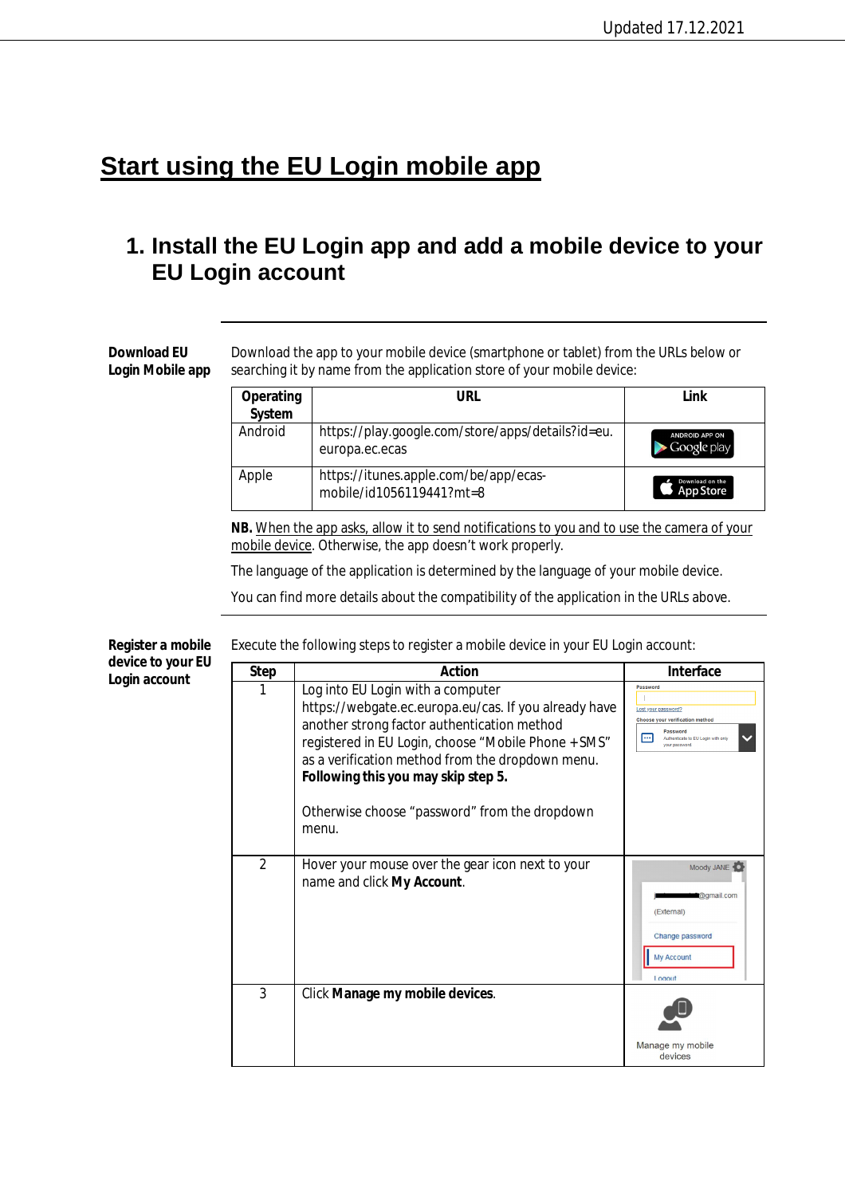# Start using the EU Login mobile app

## 1. Install the EU Login app and add a mobile device to your EU Login account

**Download EU Login Mobile app**

Download the app to your mobile device (smartphone or tablet) from the URLs below or searching it by name from the application store of your mobile device:

| Operating System | URL | Link |
|---|---|---|
| Android | https://play.google.com/store/apps/details?id=eu.europa.ec.ecas | ANDROID APP ON Google play |
| Apple | https://itunes.apple.com/be/app/ecas-mobile/id1056119441?mt=8 | Download on the App Store |

**NB.** When the app asks, allow it to send notifications to you and to use the camera of your mobile device. Otherwise, the app doesn't work properly.

The language of the application is determined by the language of your mobile device.

You can find more details about the compatibility of the application in the URLs above.

**Register a mobile device to your EU Login account**

Execute the following steps to register a mobile device in your EU Login account:

| Step | Action | Interface |
|---|---|---|
| 1 | Log into EU Login with a computer https://webgate.ec.europa.eu/cas. If you already have another strong factor authentication method registered in EU Login, choose "Mobile Phone + SMS" as a verification method from the dropdown menu. **Following this you may skip step 5.**<br><br>Otherwise choose "password" from the dropdown menu. | Password<br>Lost your password?<br>Choose your verification method<br>Password<br>Authenticate to EU Login with only your password |
| 2 | Hover your mouse over the gear icon next to your name and click **My Account**. | Moody JANE<br>@gmail.com<br>(External)<br>Change password<br>My Account<br>Logout |
| 3 | Click **Manage my mobile devices**. | Manage my mobile devices |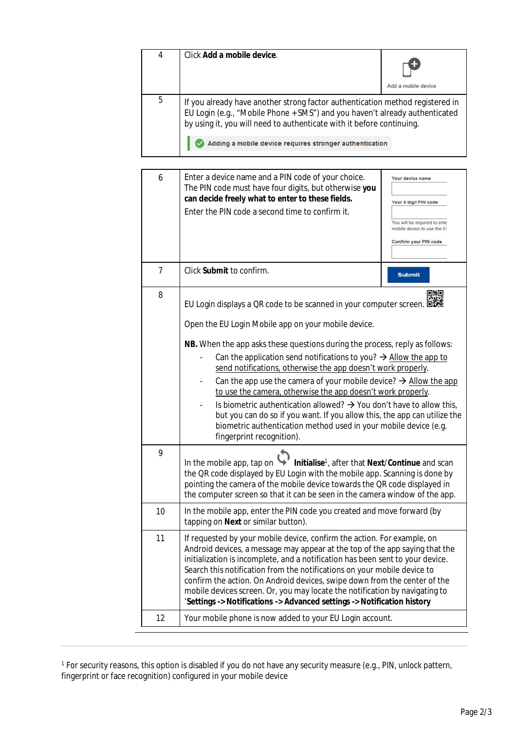| | | |
|---|---|---|
| 4 | Click **Add a mobile device**. | Add a mobile device |
| 5 | If you already have another strong factor authentication method registered in EU Login (e.g., "Mobile Phone +SMS") and you haven't already authenticated by using it, you will need to authenticate with it before continuing.<br><br>Adding a mobile device requires stronger authentication | |

| | | |
|---|---|---|
| 6 | Enter a device name and a PIN code of your choice. The PIN code must have four digits, but otherwise **you can decide freely what to enter to these fields.**<br><br>Enter the PIN code a second time to confirm it. | Your device name<br>Your 4 digit PIN code<br>You will be required to ente mobile device to use the E<br>Confirm your PIN code |
| 7 | Click **Submit** to confirm. | Submit |
| 8 | EU Login displays a QR code to be scanned in your computer screen.<br><br>Open the EU Login Mobile app on your mobile device.<br><br>**NB.** When the app asks these questions during the process, reply as follows:<br>- Can the application send notifications to you? → Allow the app to send notifications, otherwise the app doesn't work properly.<br>- Can the app use the camera of your mobile device? → Allow the app to use the camera, otherwise the app doesn't work properly.<br>- Is biometric authentication allowed? → You don't have to allow this, but you can do so if you want. If you allow this, the app can utilize the biometric authentication method used in your mobile device (e.g. fingerprint recognition). | |
| 9 | In the mobile app, tap on **Initialise**[1], after that **Next**/**Continue** and scan the QR code displayed by EU Login with the mobile app. Scanning is done by pointing the camera of the mobile device towards the QR code displayed in the computer screen so that it can be seen in the camera window of the app. | |
| 10 | In the mobile app, enter the PIN code you created and move forward (by tapping on **Next** or similar button). | |
| 11 | If requested by your mobile device, confirm the action. For example, on Android devices, a message may appear at the top of the app saying that the initialization is incomplete, and a notification has been sent to your device. Search this notification from the notifications on your mobile device to confirm the action. On Android devices, swipe down from the center of the mobile devices screen. Or, you may locate the notification by navigating to '**Settings -> Notifications -> Advanced settings -> Notification history** | |
| 12 | Your mobile phone is now added to your EU Login account. | |

[1] For security reasons, this option is disabled if you do not have any security measure (e.g., PIN, unlock pattern, fingerprint or face recognition) configured in your mobile device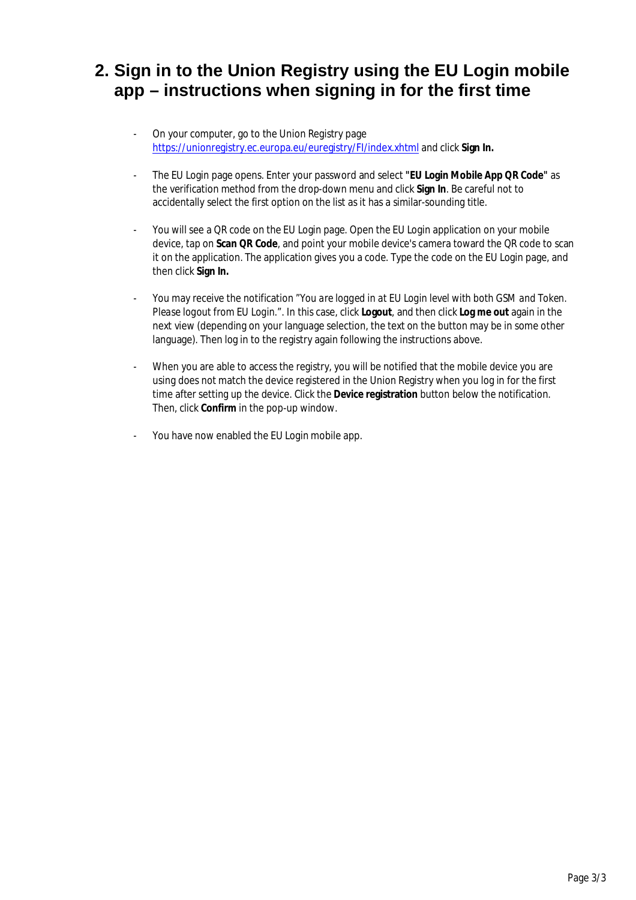## 2. Sign in to the Union Registry using the EU Login mobile app – instructions when signing in for the first time

- On your computer, go to the Union Registry page [https://unionregistry.ec.europa.eu/euregistry/FI/index.xhtml](https://unionregistry.ec.europa.eu/euregistry/FI/index.xhtml) and click **Sign In.**

- The EU Login page opens. Enter your password and select **"EU Login Mobile App QR Code"** as the verification method from the drop-down menu and click **Sign In**. Be careful not to accidentally select the first option on the list as it has a similar-sounding title.

- You will see a QR code on the EU Login page. Open the EU Login application on your mobile device, tap on **Scan QR Code**, and point your mobile device's camera toward the QR code to scan it on the application. The application gives you a code. Type the code on the EU Login page, and then click **Sign In.**

- You may receive the notification "*You are logged in at EU Login level with both GSM and Token. Please logout from EU Login.*". In this case, click **Logout**, and then click **Log me out** again in the next view (depending on your language selection, the text on the button may be in some other language). Then log in to the registry again following the instructions above.

- When you are able to access the registry, you will be notified that the mobile device you are using does not match the device registered in the Union Registry when you log in for the first time after setting up the device. Click the **Device registration** button below the notification. Then, click **Confirm** in the pop-up window.

- You have now enabled the EU Login mobile app.